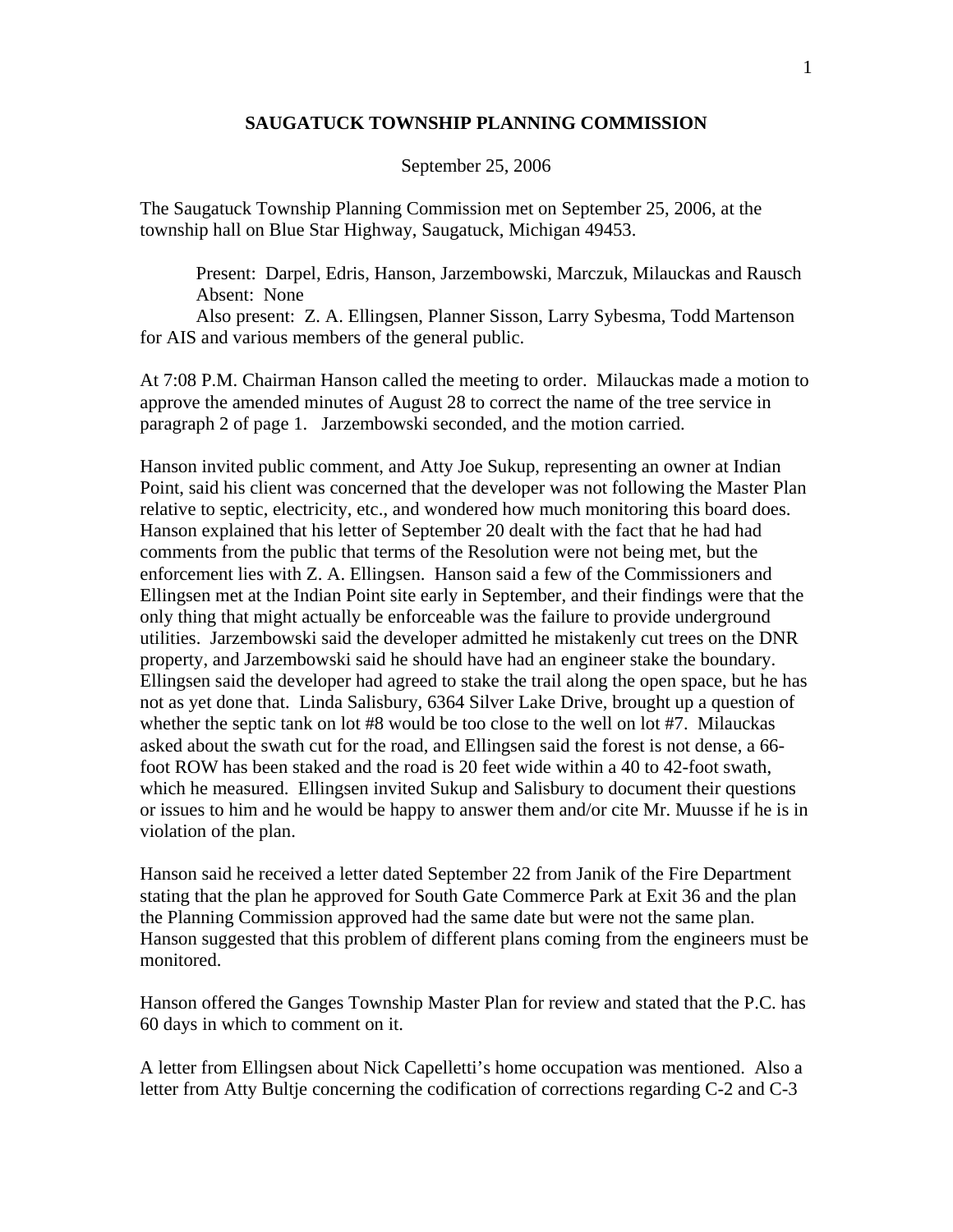# SAUGATUCK TOWNSHIP PLANNING COMMISSION

September 25, 2006

The Saugatuck Township Planning Commission met on September 25, 2006, at the township hall on Blue Star Highway, Saugatuck, Michigan 49453.

Present: Darpel, Edris, Hanson, Jarzembowski, Marczuk, Milauckas and Rausch
Absent: None
Also present: Z. A. Ellingsen, Planner Sisson, Larry Sybesma, Todd Martenson for AIS and various members of the general public.

At 7:08 P.M. Chairman Hanson called the meeting to order. Milauckas made a motion to approve the amended minutes of August 28 to correct the name of the tree service in paragraph 2 of page 1. Jarzembowski seconded, and the motion carried.

Hanson invited public comment, and Atty Joe Sukup, representing an owner at Indian Point, said his client was concerned that the developer was not following the Master Plan relative to septic, electricity, etc., and wondered how much monitoring this board does. Hanson explained that his letter of September 20 dealt with the fact that he had had comments from the public that terms of the Resolution were not being met, but the enforcement lies with Z. A. Ellingsen. Hanson said a few of the Commissioners and Ellingsen met at the Indian Point site early in September, and their findings were that the only thing that might actually be enforceable was the failure to provide underground utilities. Jarzembowski said the developer admitted he mistakenly cut trees on the DNR property, and Jarzembowski said he should have had an engineer stake the boundary. Ellingsen said the developer had agreed to stake the trail along the open space, but he has not as yet done that. Linda Salisbury, 6364 Silver Lake Drive, brought up a question of whether the septic tank on lot #8 would be too close to the well on lot #7. Milauckas asked about the swath cut for the road, and Ellingsen said the forest is not dense, a 66-foot ROW has been staked and the road is 20 feet wide within a 40 to 42-foot swath, which he measured. Ellingsen invited Sukup and Salisbury to document their questions or issues to him and he would be happy to answer them and/or cite Mr. Muusse if he is in violation of the plan.

Hanson said he received a letter dated September 22 from Janik of the Fire Department stating that the plan he approved for South Gate Commerce Park at Exit 36 and the plan the Planning Commission approved had the same date but were not the same plan. Hanson suggested that this problem of different plans coming from the engineers must be monitored.

Hanson offered the Ganges Township Master Plan for review and stated that the P.C. has 60 days in which to comment on it.

A letter from Ellingsen about Nick Capelletti's home occupation was mentioned. Also a letter from Atty Bultje concerning the codification of corrections regarding C-2 and C-3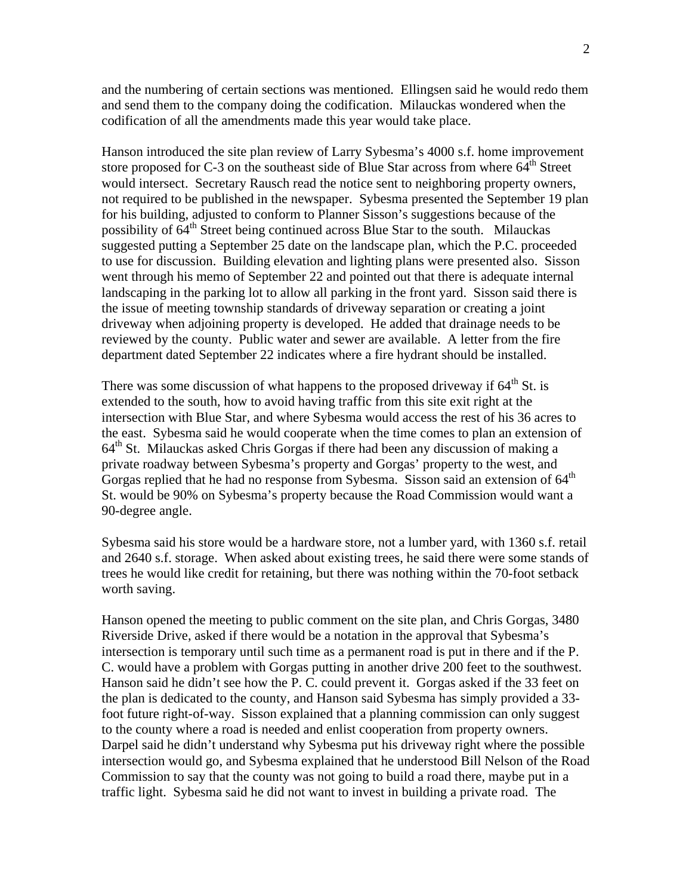and the numbering of certain sections was mentioned. Ellingsen said he would redo them and send them to the company doing the codification. Milauckas wondered when the codification of all the amendments made this year would take place.

Hanson introduced the site plan review of Larry Sybesma's 4000 s.f. home improvement store proposed for C-3 on the southeast side of Blue Star across from where 64th Street would intersect. Secretary Rausch read the notice sent to neighboring property owners, not required to be published in the newspaper. Sybesma presented the September 19 plan for his building, adjusted to conform to Planner Sisson's suggestions because of the possibility of 64th Street being continued across Blue Star to the south. Milauckas suggested putting a September 25 date on the landscape plan, which the P.C. proceeded to use for discussion. Building elevation and lighting plans were presented also. Sisson went through his memo of September 22 and pointed out that there is adequate internal landscaping in the parking lot to allow all parking in the front yard. Sisson said there is the issue of meeting township standards of driveway separation or creating a joint driveway when adjoining property is developed. He added that drainage needs to be reviewed by the county. Public water and sewer are available. A letter from the fire department dated September 22 indicates where a fire hydrant should be installed.

There was some discussion of what happens to the proposed driveway if 64th St. is extended to the south, how to avoid having traffic from this site exit right at the intersection with Blue Star, and where Sybesma would access the rest of his 36 acres to the east. Sybesma said he would cooperate when the time comes to plan an extension of 64th St. Milauckas asked Chris Gorgas if there had been any discussion of making a private roadway between Sybesma's property and Gorgas' property to the west, and Gorgas replied that he had no response from Sybesma. Sisson said an extension of 64th St. would be 90% on Sybesma's property because the Road Commission would want a 90-degree angle.

Sybesma said his store would be a hardware store, not a lumber yard, with 1360 s.f. retail and 2640 s.f. storage. When asked about existing trees, he said there were some stands of trees he would like credit for retaining, but there was nothing within the 70-foot setback worth saving.

Hanson opened the meeting to public comment on the site plan, and Chris Gorgas, 3480 Riverside Drive, asked if there would be a notation in the approval that Sybesma's intersection is temporary until such time as a permanent road is put in there and if the P. C. would have a problem with Gorgas putting in another drive 200 feet to the southwest. Hanson said he didn't see how the P. C. could prevent it. Gorgas asked if the 33 feet on the plan is dedicated to the county, and Hanson said Sybesma has simply provided a 33-foot future right-of-way. Sisson explained that a planning commission can only suggest to the county where a road is needed and enlist cooperation from property owners. Darpel said he didn't understand why Sybesma put his driveway right where the possible intersection would go, and Sybesma explained that he understood Bill Nelson of the Road Commission to say that the county was not going to build a road there, maybe put in a traffic light. Sybesma said he did not want to invest in building a private road. The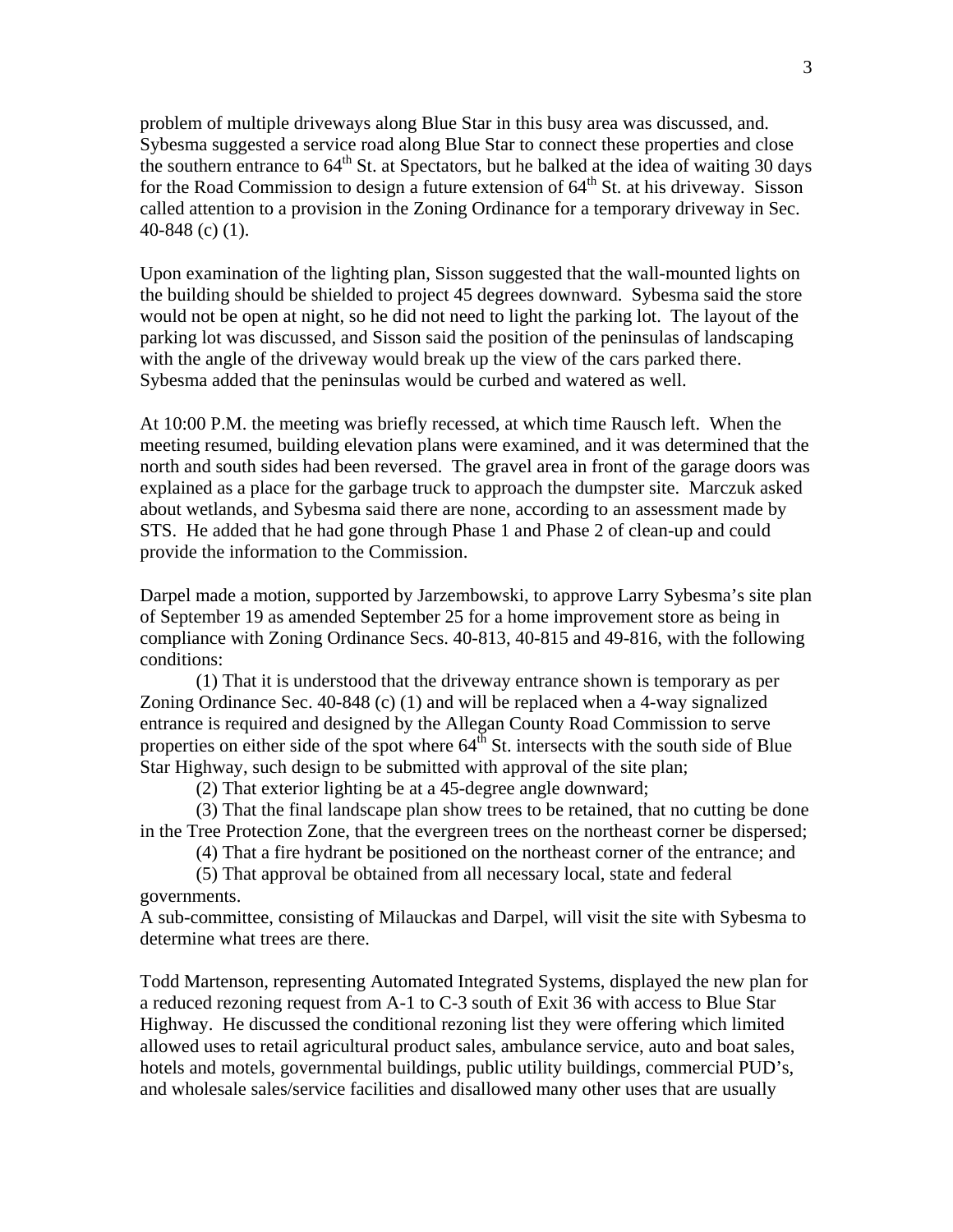problem of multiple driveways along Blue Star in this busy area was discussed, and. Sybesma suggested a service road along Blue Star to connect these properties and close the southern entrance to 64th St. at Spectators, but he balked at the idea of waiting 30 days for the Road Commission to design a future extension of 64th St. at his driveway. Sisson called attention to a provision in the Zoning Ordinance for a temporary driveway in Sec. 40-848 (c) (1).

Upon examination of the lighting plan, Sisson suggested that the wall-mounted lights on the building should be shielded to project 45 degrees downward. Sybesma said the store would not be open at night, so he did not need to light the parking lot. The layout of the parking lot was discussed, and Sisson said the position of the peninsulas of landscaping with the angle of the driveway would break up the view of the cars parked there. Sybesma added that the peninsulas would be curbed and watered as well.

At 10:00 P.M. the meeting was briefly recessed, at which time Rausch left. When the meeting resumed, building elevation plans were examined, and it was determined that the north and south sides had been reversed. The gravel area in front of the garage doors was explained as a place for the garbage truck to approach the dumpster site. Marczuk asked about wetlands, and Sybesma said there are none, according to an assessment made by STS. He added that he had gone through Phase 1 and Phase 2 of clean-up and could provide the information to the Commission.

Darpel made a motion, supported by Jarzembowski, to approve Larry Sybesma's site plan of September 19 as amended September 25 for a home improvement store as being in compliance with Zoning Ordinance Secs. 40-813, 40-815 and 49-816, with the following conditions:

(1) That it is understood that the driveway entrance shown is temporary as per Zoning Ordinance Sec. 40-848 (c) (1) and will be replaced when a 4-way signalized entrance is required and designed by the Allegan County Road Commission to serve properties on either side of the spot where 64th St. intersects with the south side of Blue Star Highway, such design to be submitted with approval of the site plan;

(2) That exterior lighting be at a 45-degree angle downward;

(3) That the final landscape plan show trees to be retained, that no cutting be done in the Tree Protection Zone, that the evergreen trees on the northeast corner be dispersed;

(4) That a fire hydrant be positioned on the northeast corner of the entrance; and

(5) That approval be obtained from all necessary local, state and federal governments.

A sub-committee, consisting of Milauckas and Darpel, will visit the site with Sybesma to determine what trees are there.

Todd Martenson, representing Automated Integrated Systems, displayed the new plan for a reduced rezoning request from A-1 to C-3 south of Exit 36 with access to Blue Star Highway. He discussed the conditional rezoning list they were offering which limited allowed uses to retail agricultural product sales, ambulance service, auto and boat sales, hotels and motels, governmental buildings, public utility buildings, commercial PUD's, and wholesale sales/service facilities and disallowed many other uses that are usually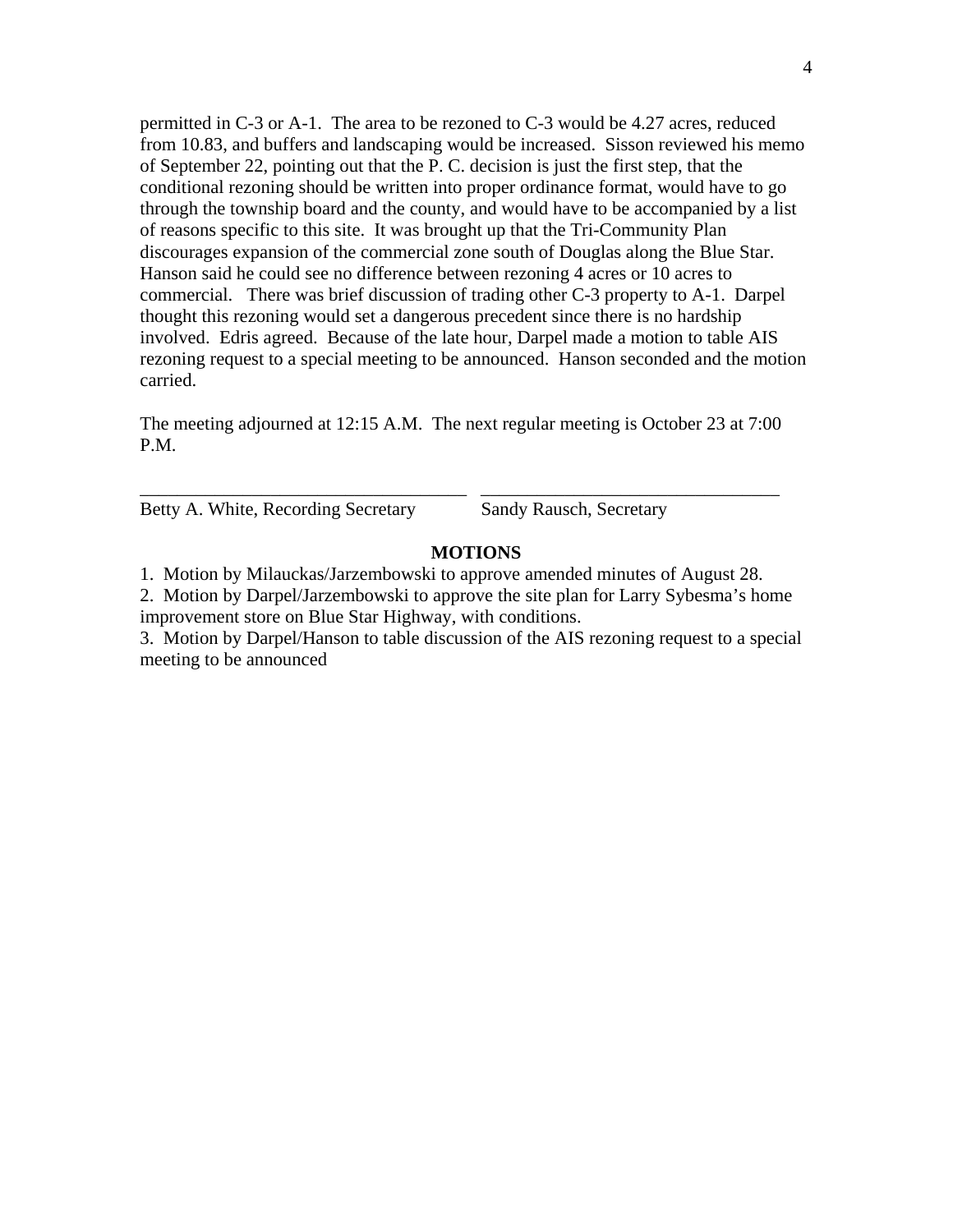permitted in C-3 or A-1. The area to be rezoned to C-3 would be 4.27 acres, reduced from 10.83, and buffers and landscaping would be increased. Sisson reviewed his memo of September 22, pointing out that the P. C. decision is just the first step, that the conditional rezoning should be written into proper ordinance format, would have to go through the township board and the county, and would have to be accompanied by a list of reasons specific to this site. It was brought up that the Tri-Community Plan discourages expansion of the commercial zone south of Douglas along the Blue Star. Hanson said he could see no difference between rezoning 4 acres or 10 acres to commercial. There was brief discussion of trading other C-3 property to A-1. Darpel thought this rezoning would set a dangerous precedent since there is no hardship involved. Edris agreed. Because of the late hour, Darpel made a motion to table AIS rezoning request to a special meeting to be announced. Hanson seconded and the motion carried.

The meeting adjourned at 12:15 A.M. The next regular meeting is October 23 at 7:00 P.M.

\_\_\_\_\_\_\_\_\_\_\_\_\_\_\_\_\_\_\_\_\_\_\_\_\_\_\_\_\_\_\_\_\_\_\_\_ \_\_\_\_\_\_\_\_\_\_\_\_\_\_\_\_\_\_\_\_\_\_\_\_\_\_\_\_\_\_\_\_\_\_
Betty A. White, Recording Secretary Sandy Rausch, Secretary

**MOTIONS**

1. Motion by Milauckas/Jarzembowski to approve amended minutes of August 28.
2. Motion by Darpel/Jarzembowski to approve the site plan for Larry Sybesma's home improvement store on Blue Star Highway, with conditions.
3. Motion by Darpel/Hanson to table discussion of the AIS rezoning request to a special meeting to be announced